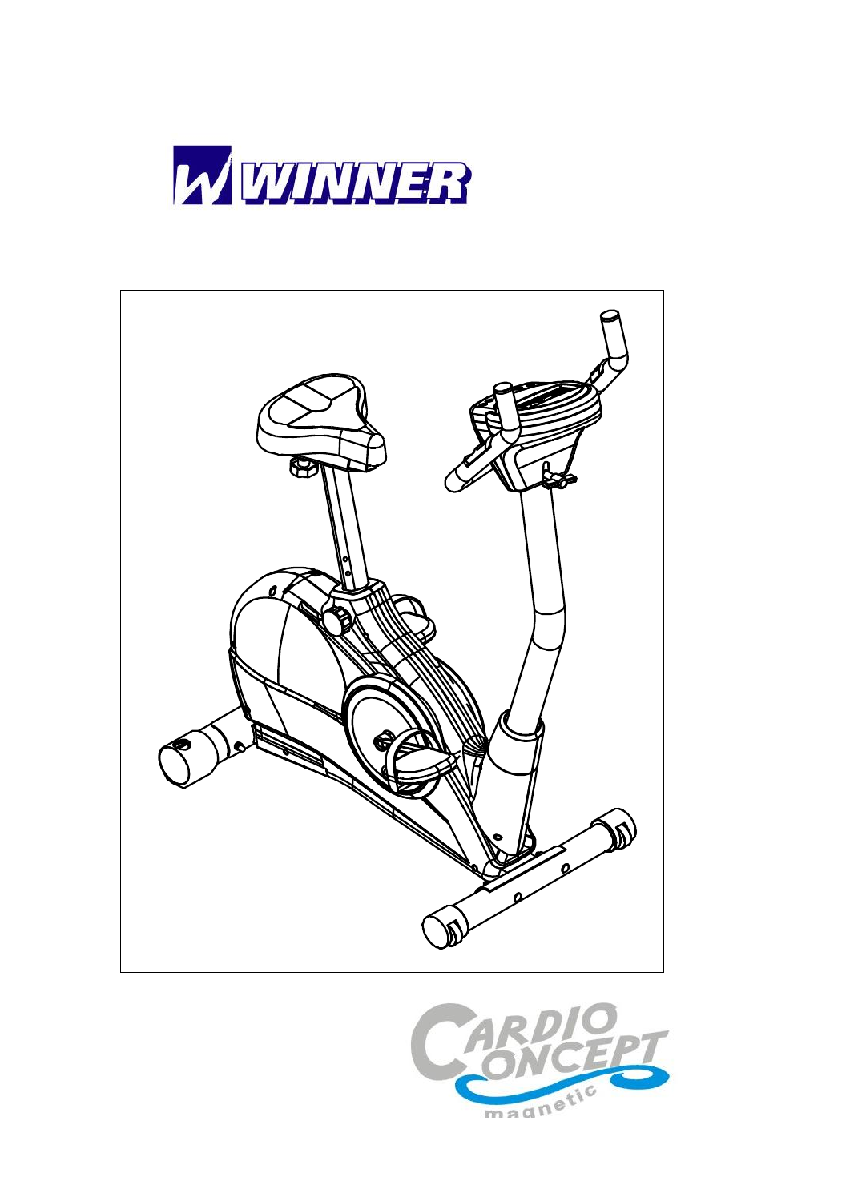# WINNER

# CARDIO CONCEPT

magnetic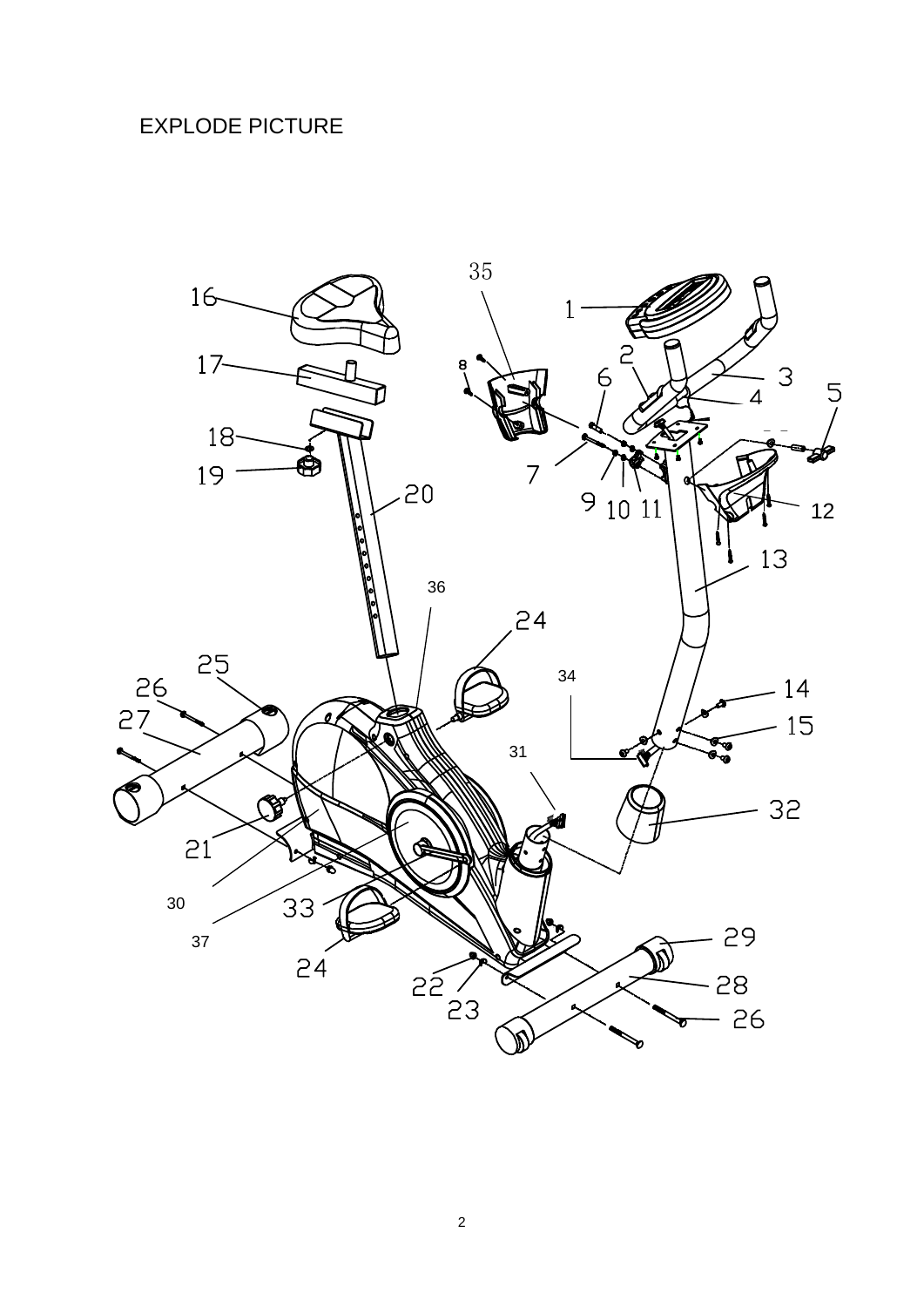EXPLODE PICTURE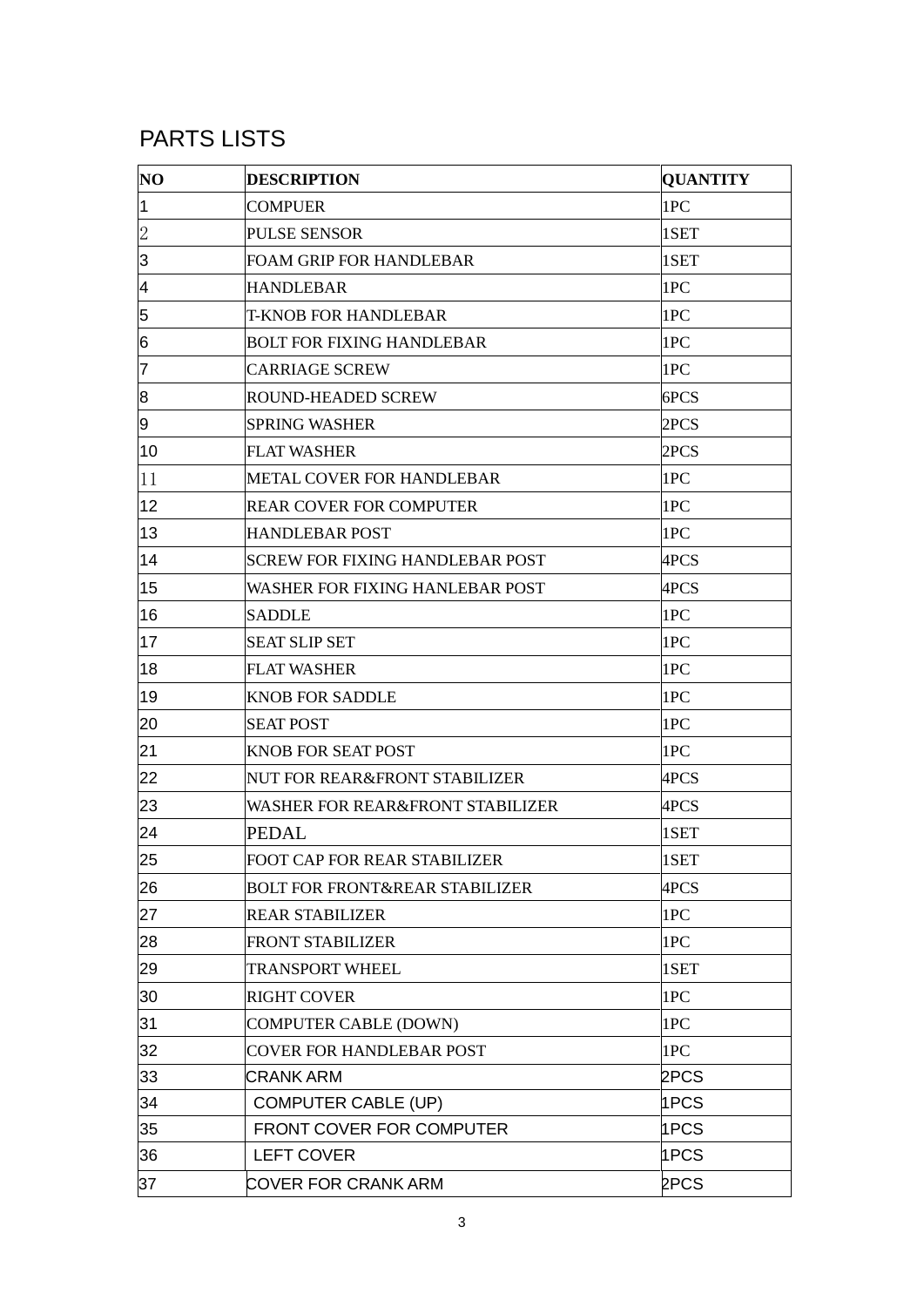# PARTS LISTS

| NO | DESCRIPTION | QUANTITY |
|---|---|---|
| 1 | COMPUER | 1PC |
| 2 | PULSE SENSOR | 1SET |
| 3 | FOAM GRIP FOR HANDLEBAR | 1SET |
| 4 | HANDLEBAR | 1PC |
| 5 | T-KNOB FOR HANDLEBAR | 1PC |
| 6 | BOLT FOR FIXING HANDLEBAR | 1PC |
| 7 | CARRIAGE SCREW | 1PC |
| 8 | ROUND-HEADED SCREW | 6PCS |
| 9 | SPRING WASHER | 2PCS |
| 10 | FLAT WASHER | 2PCS |
| 11 | METAL COVER FOR HANDLEBAR | 1PC |
| 12 | REAR COVER FOR COMPUTER | 1PC |
| 13 | HANDLEBAR POST | 1PC |
| 14 | SCREW FOR FIXING HANDLEBAR POST | 4PCS |
| 15 | WASHER FOR FIXING HANLEBAR POST | 4PCS |
| 16 | SADDLE | 1PC |
| 17 | SEAT SLIP SET | 1PC |
| 18 | FLAT WASHER | 1PC |
| 19 | KNOB FOR SADDLE | 1PC |
| 20 | SEAT POST | 1PC |
| 21 | KNOB FOR SEAT POST | 1PC |
| 22 | NUT FOR REAR&FRONT STABILIZER | 4PCS |
| 23 | WASHER FOR REAR&FRONT STABILIZER | 4PCS |
| 24 | PEDAL | 1SET |
| 25 | FOOT CAP FOR REAR STABILIZER | 1SET |
| 26 | BOLT FOR FRONT&REAR STABILIZER | 4PCS |
| 27 | REAR STABILIZER | 1PC |
| 28 | FRONT STABILIZER | 1PC |
| 29 | TRANSPORT WHEEL | 1SET |
| 30 | RIGHT COVER | 1PC |
| 31 | COMPUTER CABLE (DOWN) | 1PC |
| 32 | COVER FOR HANDLEBAR POST | 1PC |
| 33 | CRANK ARM | 2PCS |
| 34 | COMPUTER CABLE (UP) | 1PCS |
| 35 | FRONT COVER FOR COMPUTER | 1PCS |
| 36 | LEFT COVER | 1PCS |
| 37 | COVER FOR CRANK ARM | 2PCS |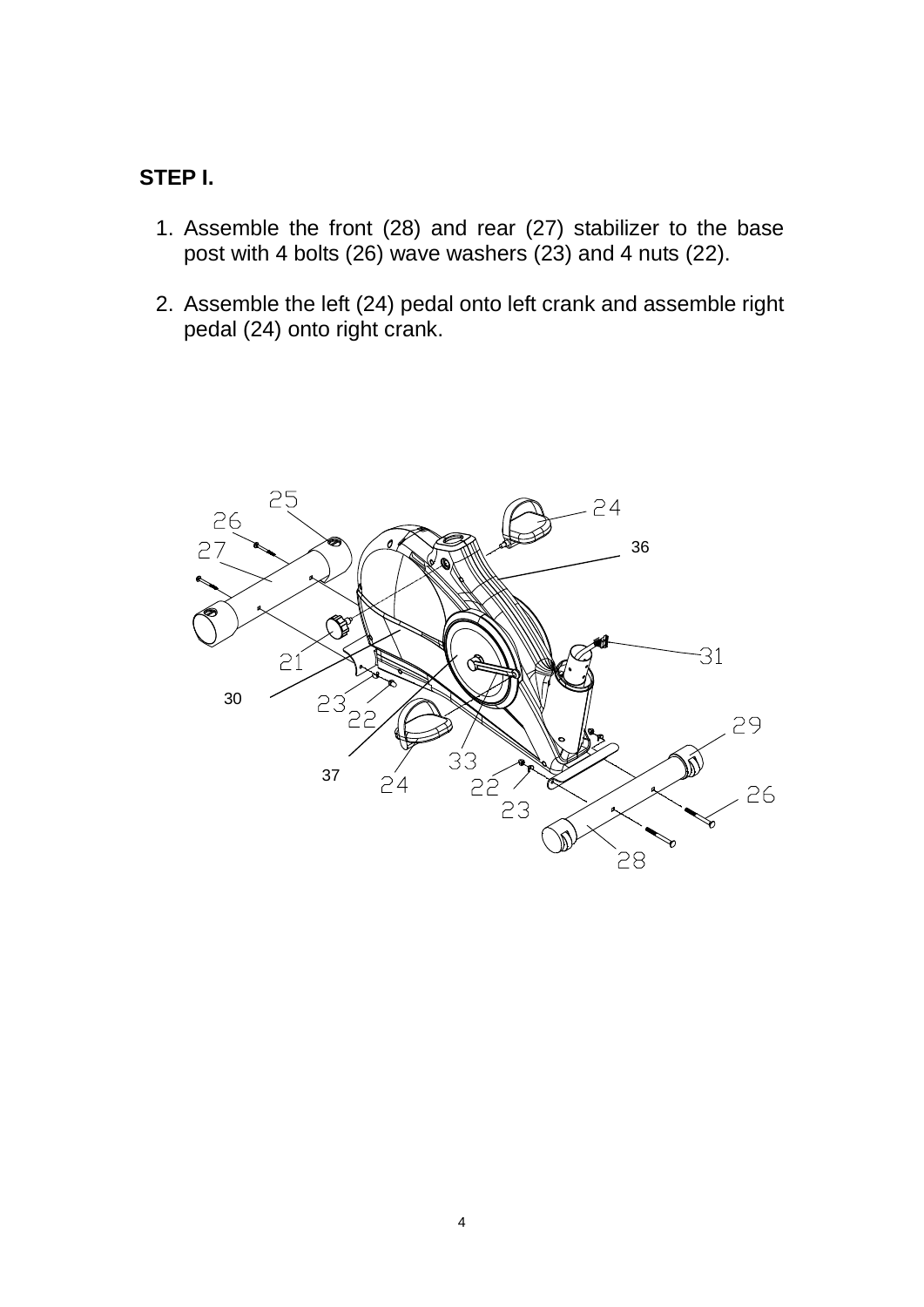**STEP I.**

1. Assemble the front (28) and rear (27) stabilizer to the base post with 4 bolts (26) wave washers (23) and 4 nuts (22).

2. Assemble the left (24) pedal onto left crank and assemble right pedal (24) onto right crank.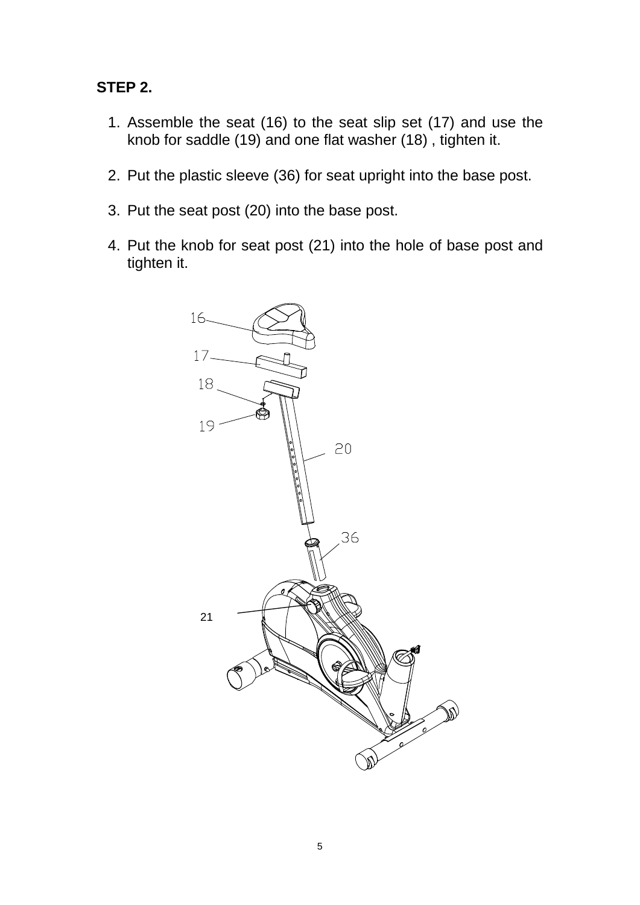**STEP 2.**

1. Assemble the seat (16) to the seat slip set (17) and use the knob for saddle (19) and one flat washer (18) , tighten it.

2. Put the plastic sleeve (36) for seat upright into the base post.

3. Put the seat post (20) into the base post.

4. Put the knob for seat post (21) into the hole of base post and tighten it.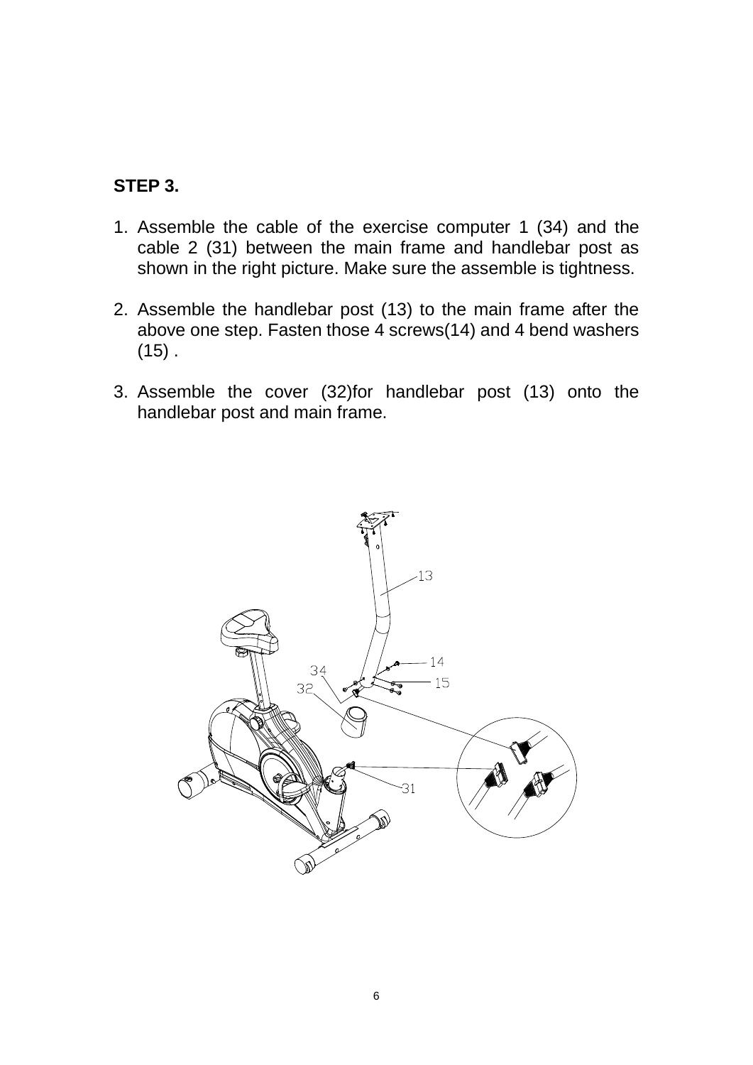**STEP 3.**

1. Assemble the cable of the exercise computer 1 (34) and the cable 2 (31) between the main frame and handlebar post as shown in the right picture. Make sure the assemble is tightness.

2. Assemble the handlebar post (13) to the main frame after the above one step. Fasten those 4 screws(14) and 4 bend washers (15) .

3. Assemble the cover (32)for handlebar post (13) onto the handlebar post and main frame.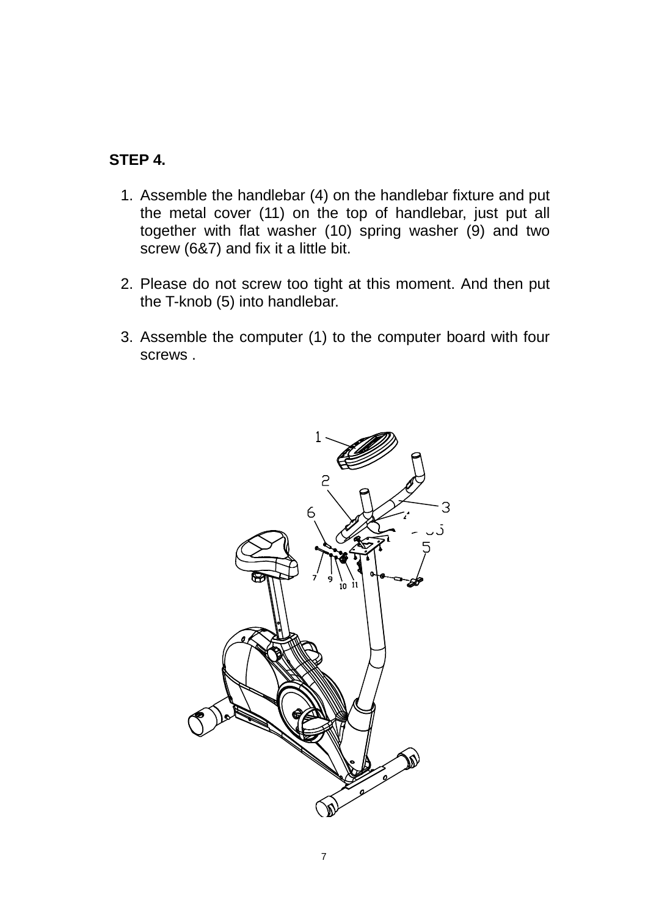**STEP 4.**

1. Assemble the handlebar (4) on the handlebar fixture and put the metal cover (11) on the top of handlebar, just put all together with flat washer (10) spring washer (9) and two screw (6&7) and fix it a little bit.

2. Please do not screw too tight at this moment. And then put the T-knob (5) into handlebar.

3. Assemble the computer (1) to the computer board with four screws .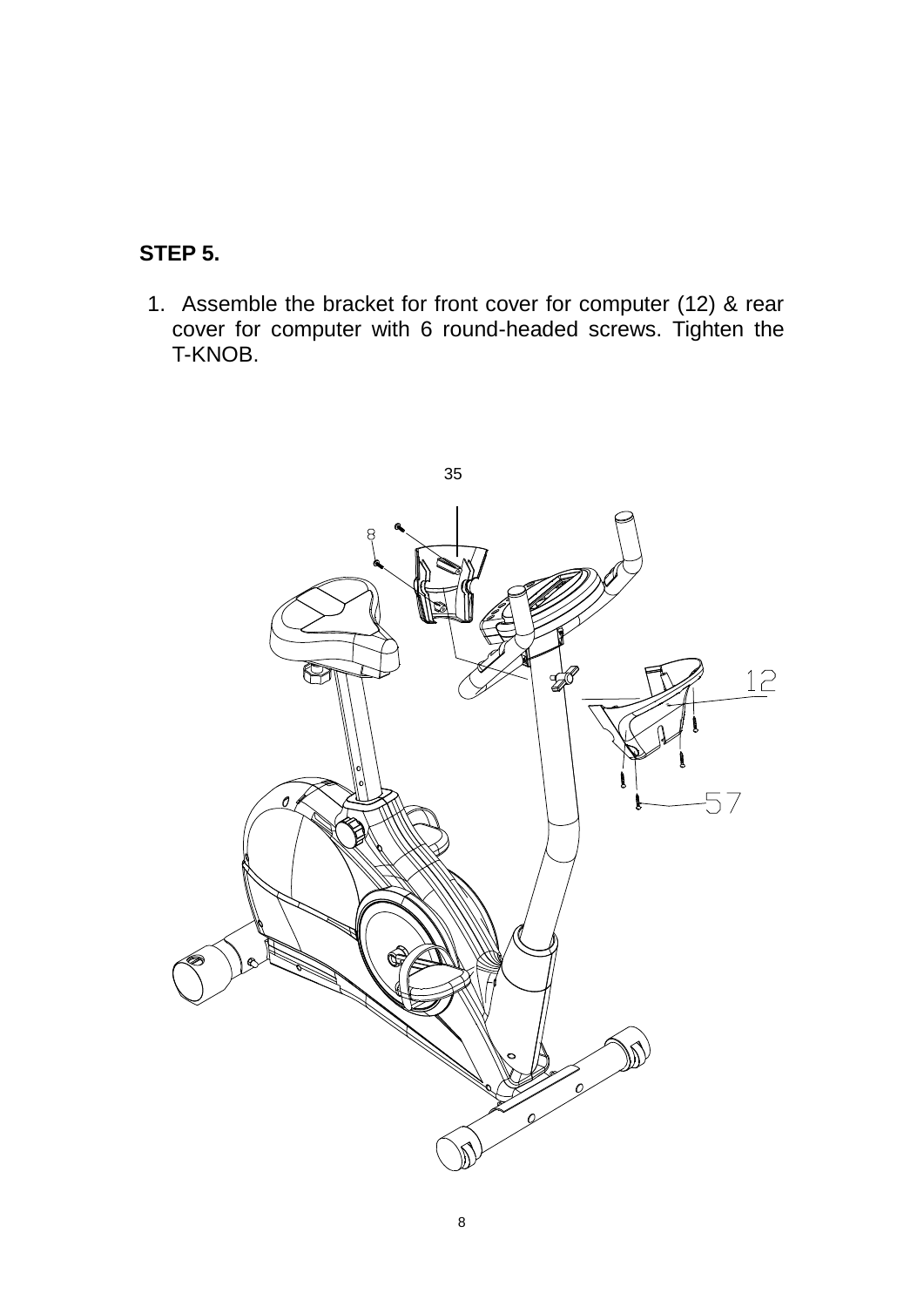**STEP 5.**

1. Assemble the bracket for front cover for computer (12) & rear cover for computer with 6 round-headed screws. Tighten the T-KNOB.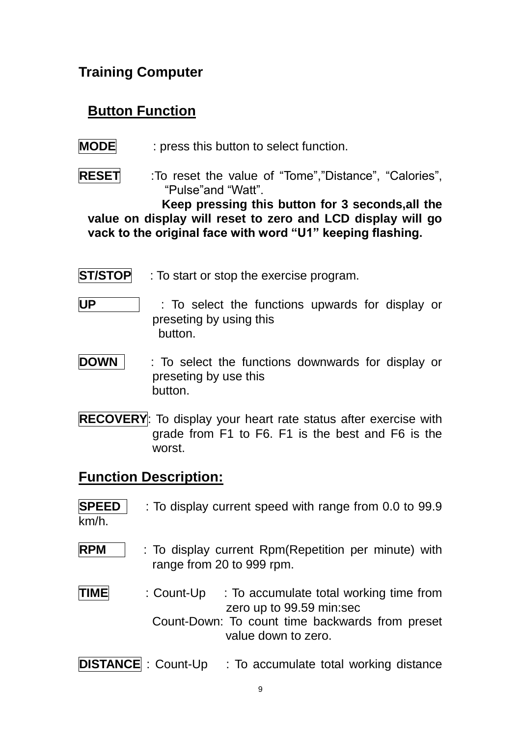## Training Computer

### Button Function

**MODE** : press this button to select function.

**RESET** :To reset the value of "Tome","Distance", "Calories", "Pulse"and "Watt".

**Keep pressing this button for 3 seconds,all the value on display will reset to zero and LCD display will go vack to the original face with word "U1" keeping flashing.**

**ST/STOP** : To start or stop the exercise program.

**UP** : To select the functions upwards for display or preseting by using this button.

**DOWN** : To select the functions downwards for display or preseting by use this button.

**RECOVERY**: To display your heart rate status after exercise with grade from F1 to F6. F1 is the best and F6 is the worst.

## Function Description:

**SPEED** : To display current speed with range from 0.0 to 99.9 km/h.

**RPM** : To display current Rpm(Repetition per minute) with range from 20 to 999 rpm.

**TIME** : Count-Up : To accumulate total working time from zero up to 99.59 min:sec

Count-Down: To count time backwards from preset value down to zero.

**DISTANCE** : Count-Up : To accumulate total working distance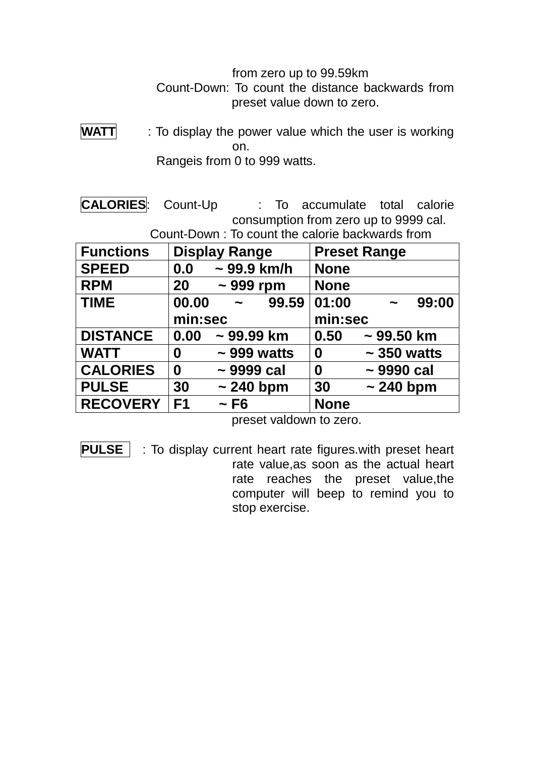from zero up to 99.59km

Count-Down: To count the distance backwards from preset value down to zero.

**WATT** : To display the power value which the user is working on.

Rangeis from 0 to 999 watts.

**CALORIES**: Count-Up : To accumulate total calorie consumption from zero up to 9999 cal.

Count-Down : To count the calorie backwards from preset valdown to zero.

| Functions | Display Range | Preset Range |
|---|---|---|
| SPEED | 0.0 ~ 99.9 km/h | None |
| RPM | 20 ~ 999 rpm | None |
| TIME | 00.00 ~ 99.59 min:sec | 01:00 ~ 99:00 min:sec |
| DISTANCE | 0.00 ~ 99.99 km | 0.50 ~ 99.50 km |
| WATT | 0 ~ 999 watts | 0 ~ 350 watts |
| CALORIES | 0 ~ 9999 cal | 0 ~ 9990 cal |
| PULSE | 30 ~ 240 bpm | 30 ~ 240 bpm |
| RECOVERY | F1 ~ F6 | None |

**PULSE** : To display current heart rate figures.with preset heart rate value,as soon as the actual heart rate reaches the preset value,the computer will beep to remind you to stop exercise.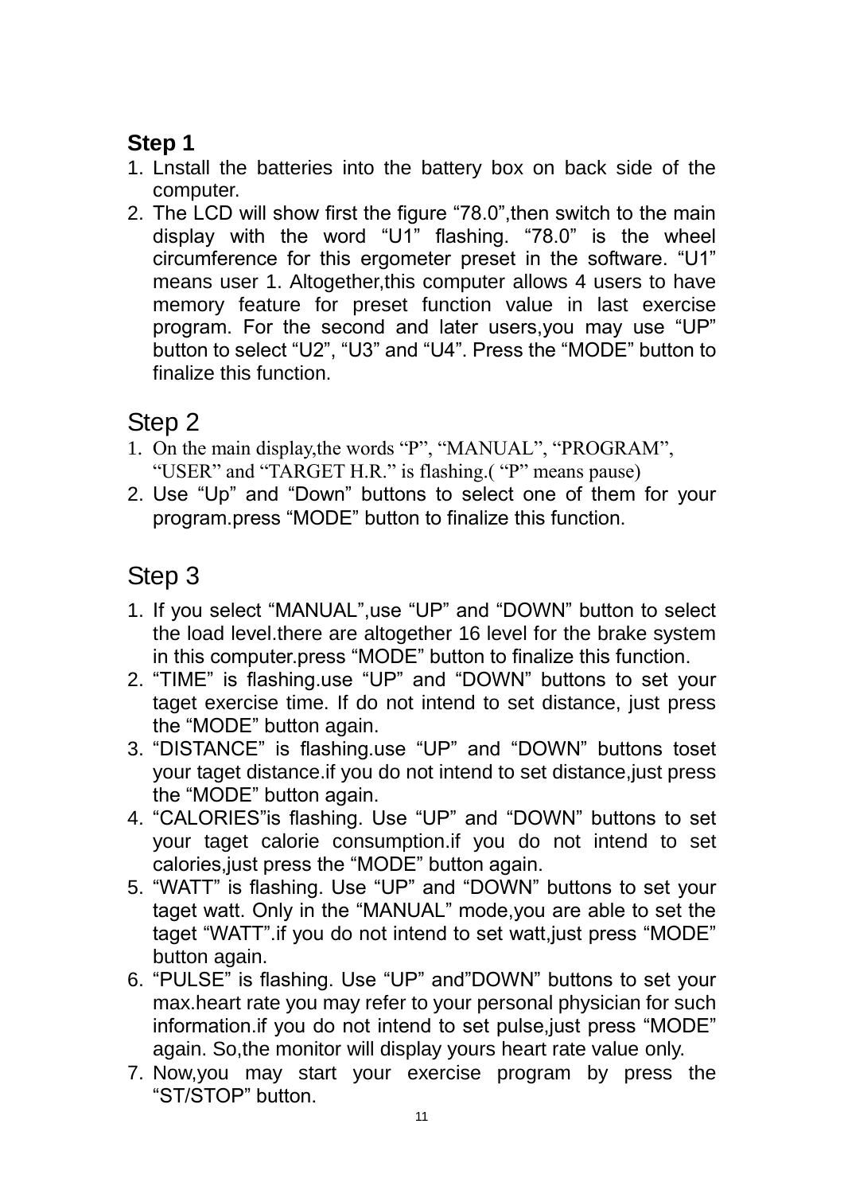## Step 1

1. Lnstall the batteries into the battery box on back side of the computer.
2. The LCD will show first the figure “78.0”,then switch to the main display with the word “U1” flashing. “78.0” is the wheel circumference for this ergometer preset in the software. “U1” means user 1. Altogether,this computer allows 4 users to have memory feature for preset function value in last exercise program. For the second and later users,you may use “UP” button to select “U2”, “U3” and “U4”. Press the “MODE” button to finalize this function.

## Step 2

1. On the main display,the words “P”, “MANUAL”, “PROGRAM”, “USER” and “TARGET H.R.” is flashing.( “P” means pause)
2. Use “Up” and “Down” buttons to select one of them for your program.press “MODE” button to finalize this function.

## Step 3

1. If you select “MANUAL”,use “UP” and “DOWN” button to select the load level.there are altogether 16 level for the brake system in this computer.press “MODE” button to finalize this function.
2. “TIME” is flashing.use “UP” and “DOWN” buttons to set your taget exercise time. If do not intend to set distance, just press the “MODE” button again.
3. “DISTANCE” is flashing.use “UP” and “DOWN” buttons toset your taget distance.if you do not intend to set distance,just press the “MODE” button again.
4. “CALORIES”is flashing. Use “UP” and “DOWN” buttons to set your taget calorie consumption.if you do not intend to set calories,just press the “MODE” button again.
5. “WATT” is flashing. Use “UP” and “DOWN” buttons to set your taget watt. Only in the “MANUAL” mode,you are able to set the taget “WATT”.if you do not intend to set watt,just press “MODE” button again.
6. “PULSE” is flashing. Use “UP” and”DOWN” buttons to set your max.heart rate you may refer to your personal physician for such information.if you do not intend to set pulse,just press “MODE” again. So,the monitor will display yours heart rate value only.
7. Now,you may start your exercise program by press the “ST/STOP” button.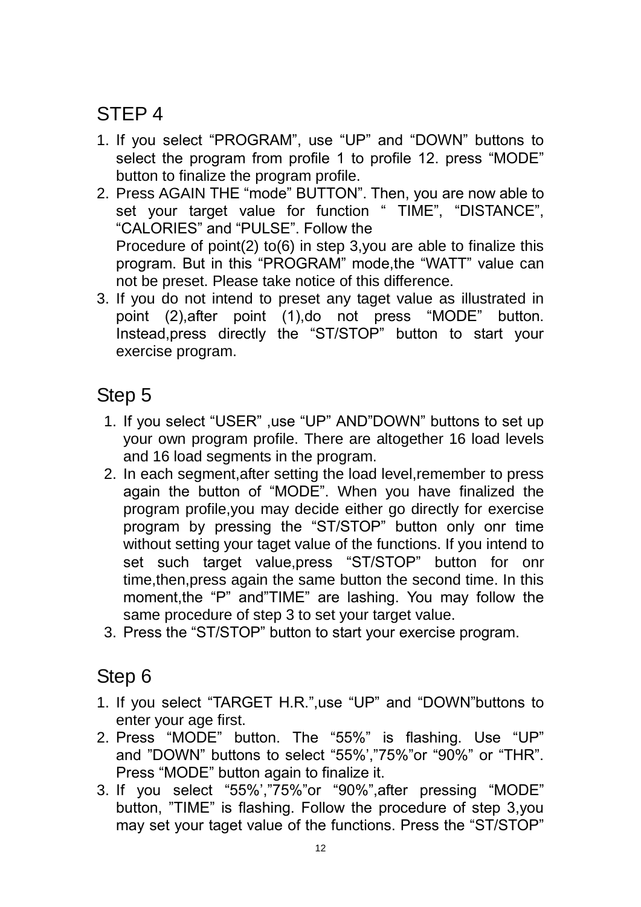## STEP 4

1. If you select "PROGRAM", use "UP" and "DOWN" buttons to select the program from profile 1 to profile 12. press "MODE" button to finalize the program profile.
2. Press AGAIN THE "mode" BUTTON". Then, you are now able to set your target value for function " TIME", "DISTANCE", "CALORIES" and "PULSE". Follow the
   Procedure of point(2) to(6) in step 3,you are able to finalize this program. But in this "PROGRAM" mode,the "WATT" value can not be preset. Please take notice of this difference.
3. If you do not intend to preset any taget value as illustrated in point (2),after point (1),do not press "MODE" button. Instead,press directly the "ST/STOP" button to start your exercise program.

## Step 5

1. If you select "USER" ,use "UP" AND"DOWN" buttons to set up your own program profile. There are altogether 16 load levels and 16 load segments in the program.
2. In each segment,after setting the load level,remember to press again the button of "MODE". When you have finalized the program profile,you may decide either go directly for exercise program by pressing the "ST/STOP" button only onr time without setting your taget value of the functions. If you intend to set such target value,press "ST/STOP" button for onr time,then,press again the same button the second time. In this moment,the "P" and"TIME" are lashing. You may follow the same procedure of step 3 to set your target value.
3. Press the "ST/STOP" button to start your exercise program.

## Step 6

1. If you select "TARGET H.R.",use "UP" and "DOWN"buttons to enter your age first.
2. Press "MODE" button. The "55%" is flashing. Use "UP" and "DOWN" buttons to select "55%',"75%"or "90%" or "THR". Press "MODE" button again to finalize it.
3. If you select "55%',"75%"or "90%",after pressing "MODE" button, "TIME" is flashing. Follow the procedure of step 3,you may set your taget value of the functions. Press the "ST/STOP"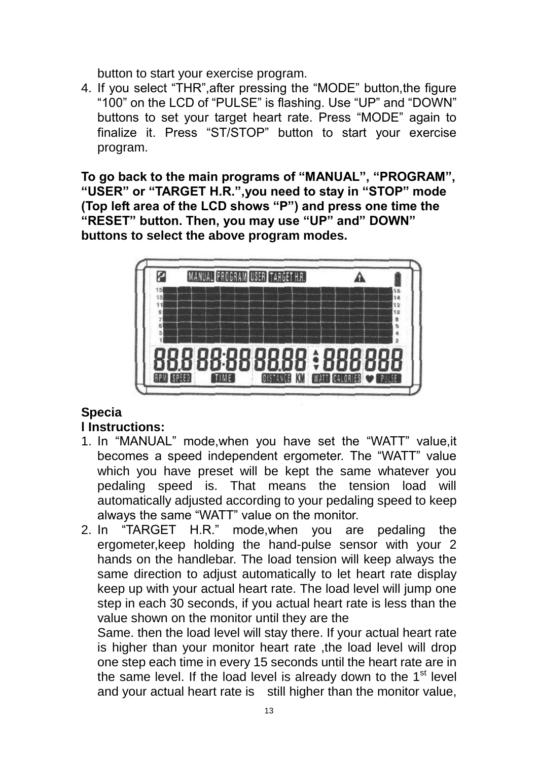button to start your exercise program.

4. If you select "THR",after pressing the "MODE" button,the figure "100" on the LCD of "PULSE" is flashing. Use "UP" and "DOWN" buttons to set your target heart rate. Press "MODE" again to finalize it. Press "ST/STOP" button to start your exercise program.

**To go back to the main programs of "MANUAL", "PROGRAM", "USER" or "TARGET H.R.",you need to stay in "STOP" mode (Top left area of the LCD shows "P") and press one time the "RESET" button. Then, you may use "UP" and" DOWN" buttons to select the above program modes.**

**Specia**
**l Instructions:**

1. In "MANUAL" mode,when you have set the "WATT" value,it becomes a speed independent ergometer. The "WATT" value which you have preset will be kept the same whatever you pedaling speed is. That means the tension load will automatically adjusted according to your pedaling speed to keep always the same "WATT" value on the monitor.
2. In "TARGET H.R." mode,when you are pedaling the ergometer,keep holding the hand-pulse sensor with your 2 hands on the handlebar. The load tension will keep always the same direction to adjust automatically to let heart rate display keep up with your actual heart rate. The load level will jump one step in each 30 seconds, if you actual heart rate is less than the value shown on the monitor until they are the
   Same. then the load level will stay there. If your actual heart rate is higher than your monitor heart rate ,the load level will drop one step each time in every 15 seconds until the heart rate are in the same level. If the load level is already down to the 1st level and your actual heart rate is still higher than the monitor value,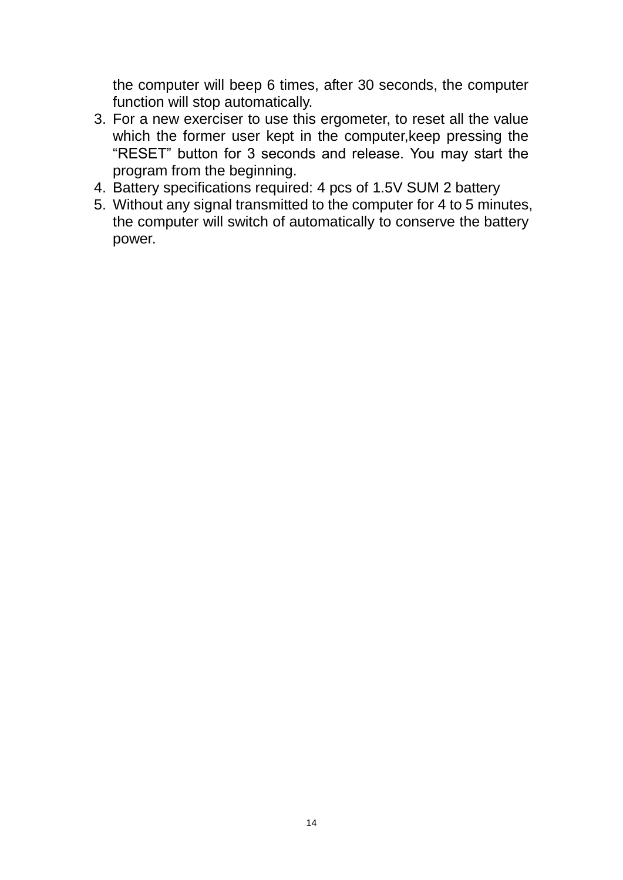the computer will beep 6 times, after 30 seconds, the computer function will stop automatically.

3. For a new exerciser to use this ergometer, to reset all the value which the former user kept in the computer,keep pressing the “RESET” button for 3 seconds and release. You may start the program from the beginning.
4. Battery specifications required: 4 pcs of 1.5V SUM 2 battery
5. Without any signal transmitted to the computer for 4 to 5 minutes, the computer will switch of automatically to conserve the battery power.